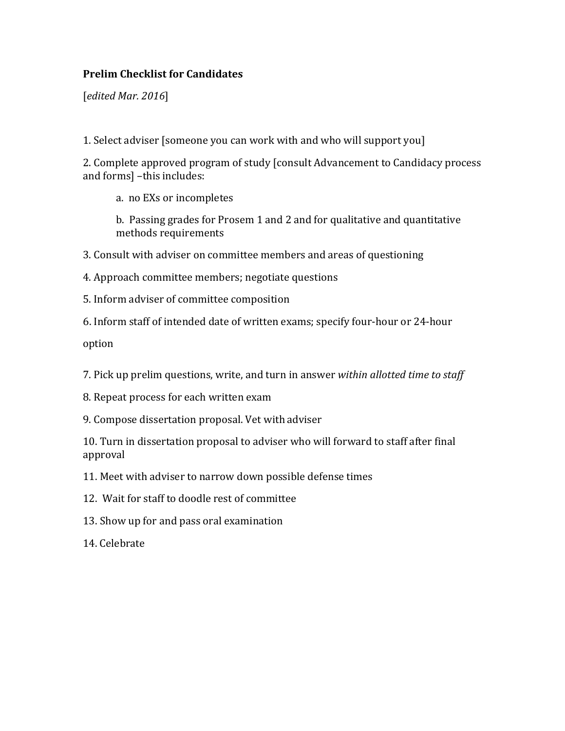**Prelim Checklist for Candidates**

[*edited Mar. 2016*]

1. Select adviser [someone you can work with and who will support you]

2. Complete approved program of study [consult Advancement to Candidacy process and forms] –this includes:

    a. no EXs or incompletes

    b. Passing grades for Prosem 1 and 2 and for qualitative and quantitative methods requirements

3. Consult with adviser on committee members and areas of questioning

4. Approach committee members; negotiate questions

5. Inform adviser of committee composition

6. Inform staff of intended date of written exams; specify four-hour or 24-hour option

7. Pick up prelim questions, write, and turn in answer *within allotted time to staff*

8. Repeat process for each written exam

9. Compose dissertation proposal. Vet with adviser

10. Turn in dissertation proposal to adviser who will forward to staff after final approval

11. Meet with adviser to narrow down possible defense times

12. Wait for staff to doodle rest of committee

13. Show up for and pass oral examination

14. Celebrate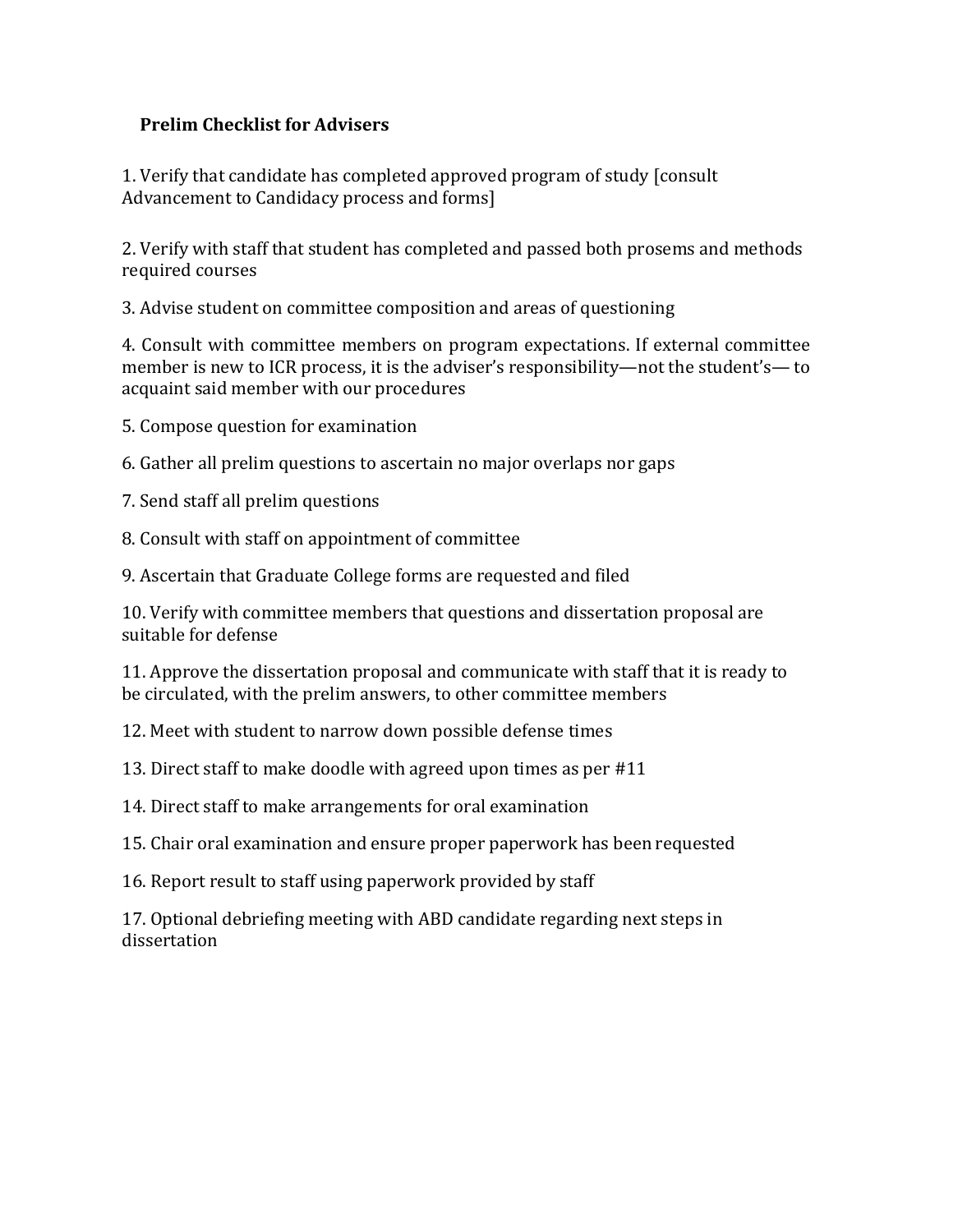**Prelim Checklist for Advisers**

1. Verify that candidate has completed approved program of study [consult Advancement to Candidacy process and forms]

2. Verify with staff that student has completed and passed both prosems and methods required courses

3. Advise student on committee composition and areas of questioning

4. Consult with committee members on program expectations. If external committee member is new to ICR process, it is the adviser's responsibility—not the student's— to acquaint said member with our procedures

5. Compose question for examination

6. Gather all prelim questions to ascertain no major overlaps nor gaps

7. Send staff all prelim questions

8. Consult with staff on appointment of committee

9. Ascertain that Graduate College forms are requested and filed

10. Verify with committee members that questions and dissertation proposal are suitable for defense

11. Approve the dissertation proposal and communicate with staff that it is ready to be circulated, with the prelim answers, to other committee members

12. Meet with student to narrow down possible defense times

13. Direct staff to make doodle with agreed upon times as per #11

14. Direct staff to make arrangements for oral examination

15. Chair oral examination and ensure proper paperwork has been requested

16. Report result to staff using paperwork provided by staff

17. Optional debriefing meeting with ABD candidate regarding next steps in dissertation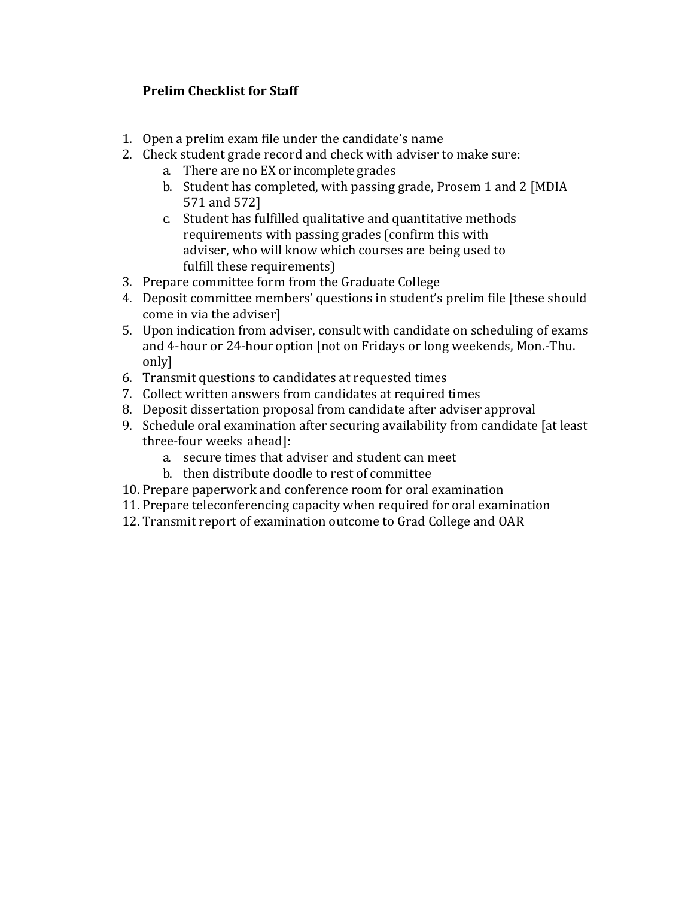**Prelim Checklist for Staff**

1. Open a prelim exam file under the candidate's name
2. Check student grade record and check with adviser to make sure:
   a. There are no EX or incomplete grades
   b. Student has completed, with passing grade, Prosem 1 and 2 [MDIA 571 and 572]
   c. Student has fulfilled qualitative and quantitative methods requirements with passing grades (confirm this with adviser, who will know which courses are being used to fulfill these requirements)
3. Prepare committee form from the Graduate College
4. Deposit committee members' questions in student's prelim file [these should come in via the adviser]
5. Upon indication from adviser, consult with candidate on scheduling of exams and 4-hour or 24-hour option [not on Fridays or long weekends, Mon.-Thu. only]
6. Transmit questions to candidates at requested times
7. Collect written answers from candidates at required times
8. Deposit dissertation proposal from candidate after adviser approval
9. Schedule oral examination after securing availability from candidate [at least three-four weeks ahead]:
   a. secure times that adviser and student can meet
   b. then distribute doodle to rest of committee
10. Prepare paperwork and conference room for oral examination
11. Prepare teleconferencing capacity when required for oral examination
12. Transmit report of examination outcome to Grad College and OAR